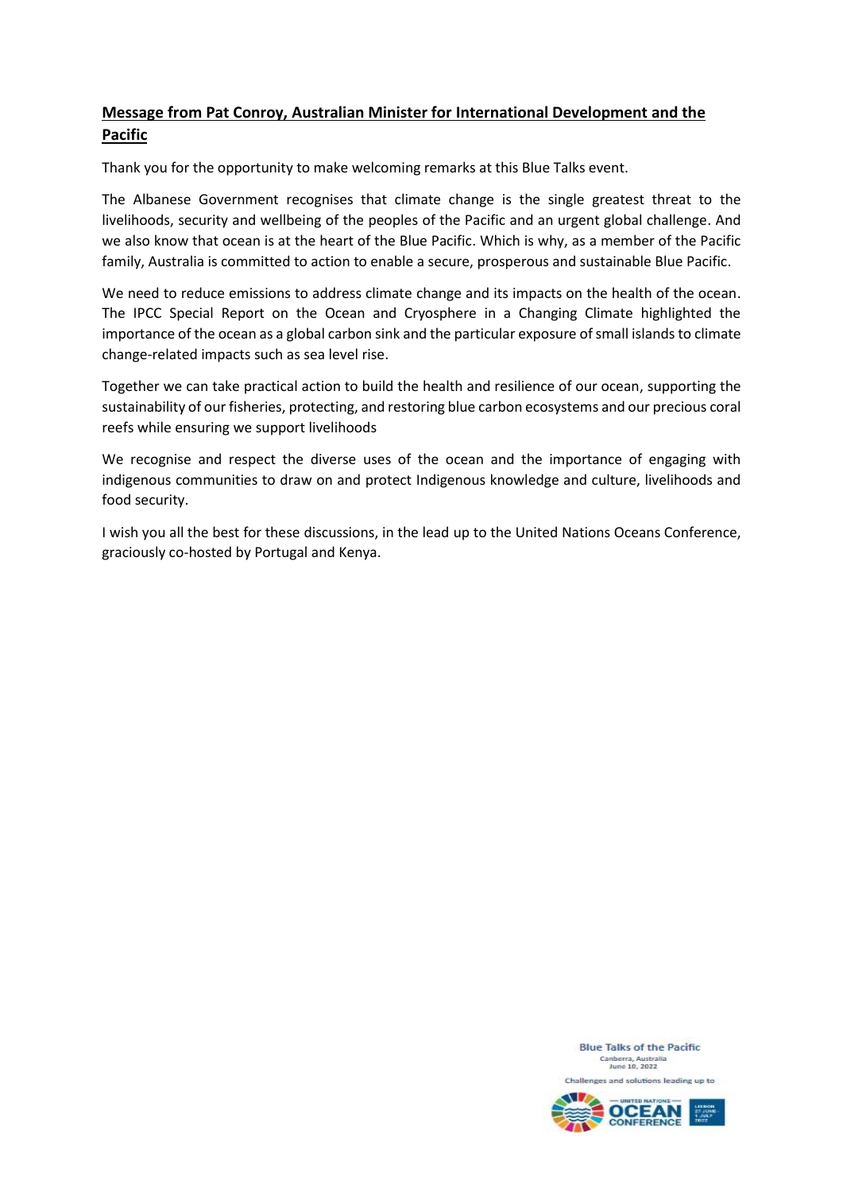**Message from Pat Conroy, Australian Minister for International Development and the Pacific**

Thank you for the opportunity to make welcoming remarks at this Blue Talks event.

The Albanese Government recognises that climate change is the single greatest threat to the livelihoods, security and wellbeing of the peoples of the Pacific and an urgent global challenge. And we also know that ocean is at the heart of the Blue Pacific. Which is why, as a member of the Pacific family, Australia is committed to action to enable a secure, prosperous and sustainable Blue Pacific.

We need to reduce emissions to address climate change and its impacts on the health of the ocean. The IPCC Special Report on the Ocean and Cryosphere in a Changing Climate highlighted the importance of the ocean as a global carbon sink and the particular exposure of small islands to climate change-related impacts such as sea level rise.

Together we can take practical action to build the health and resilience of our ocean, supporting the sustainability of our fisheries, protecting, and restoring blue carbon ecosystems and our precious coral reefs while ensuring we support livelihoods

We recognise and respect the diverse uses of the ocean and the importance of engaging with indigenous communities to draw on and protect Indigenous knowledge and culture, livelihoods and food security.

I wish you all the best for these discussions, in the lead up to the United Nations Oceans Conference, graciously co-hosted by Portugal and Kenya.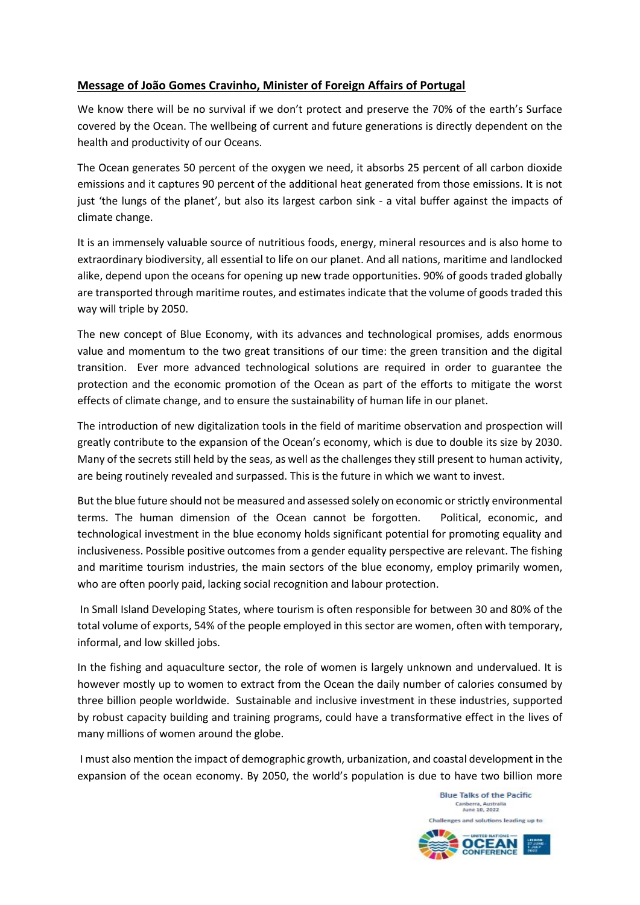**Message of João Gomes Cravinho, Minister of Foreign Affairs of Portugal**

We know there will be no survival if we don't protect and preserve the 70% of the earth's Surface covered by the Ocean. The wellbeing of current and future generations is directly dependent on the health and productivity of our Oceans.

The Ocean generates 50 percent of the oxygen we need, it absorbs 25 percent of all carbon dioxide emissions and it captures 90 percent of the additional heat generated from those emissions. It is not just 'the lungs of the planet', but also its largest carbon sink - a vital buffer against the impacts of climate change.

It is an immensely valuable source of nutritious foods, energy, mineral resources and is also home to extraordinary biodiversity, all essential to life on our planet. And all nations, maritime and landlocked alike, depend upon the oceans for opening up new trade opportunities. 90% of goods traded globally are transported through maritime routes, and estimates indicate that the volume of goods traded this way will triple by 2050.

The new concept of Blue Economy, with its advances and technological promises, adds enormous value and momentum to the two great transitions of our time: the green transition and the digital transition. Ever more advanced technological solutions are required in order to guarantee the protection and the economic promotion of the Ocean as part of the efforts to mitigate the worst effects of climate change, and to ensure the sustainability of human life in our planet.

The introduction of new digitalization tools in the field of maritime observation and prospection will greatly contribute to the expansion of the Ocean's economy, which is due to double its size by 2030. Many of the secrets still held by the seas, as well as the challenges they still present to human activity, are being routinely revealed and surpassed. This is the future in which we want to invest.

But the blue future should not be measured and assessed solely on economic or strictly environmental terms. The human dimension of the Ocean cannot be forgotten. Political, economic, and technological investment in the blue economy holds significant potential for promoting equality and inclusiveness. Possible positive outcomes from a gender equality perspective are relevant. The fishing and maritime tourism industries, the main sectors of the blue economy, employ primarily women, who are often poorly paid, lacking social recognition and labour protection.

In Small Island Developing States, where tourism is often responsible for between 30 and 80% of the total volume of exports, 54% of the people employed in this sector are women, often with temporary, informal, and low skilled jobs.

In the fishing and aquaculture sector, the role of women is largely unknown and undervalued. It is however mostly up to women to extract from the Ocean the daily number of calories consumed by three billion people worldwide. Sustainable and inclusive investment in these industries, supported by robust capacity building and training programs, could have a transformative effect in the lives of many millions of women around the globe.

I must also mention the impact of demographic growth, urbanization, and coastal development in the expansion of the ocean economy. By 2050, the world's population is due to have two billion more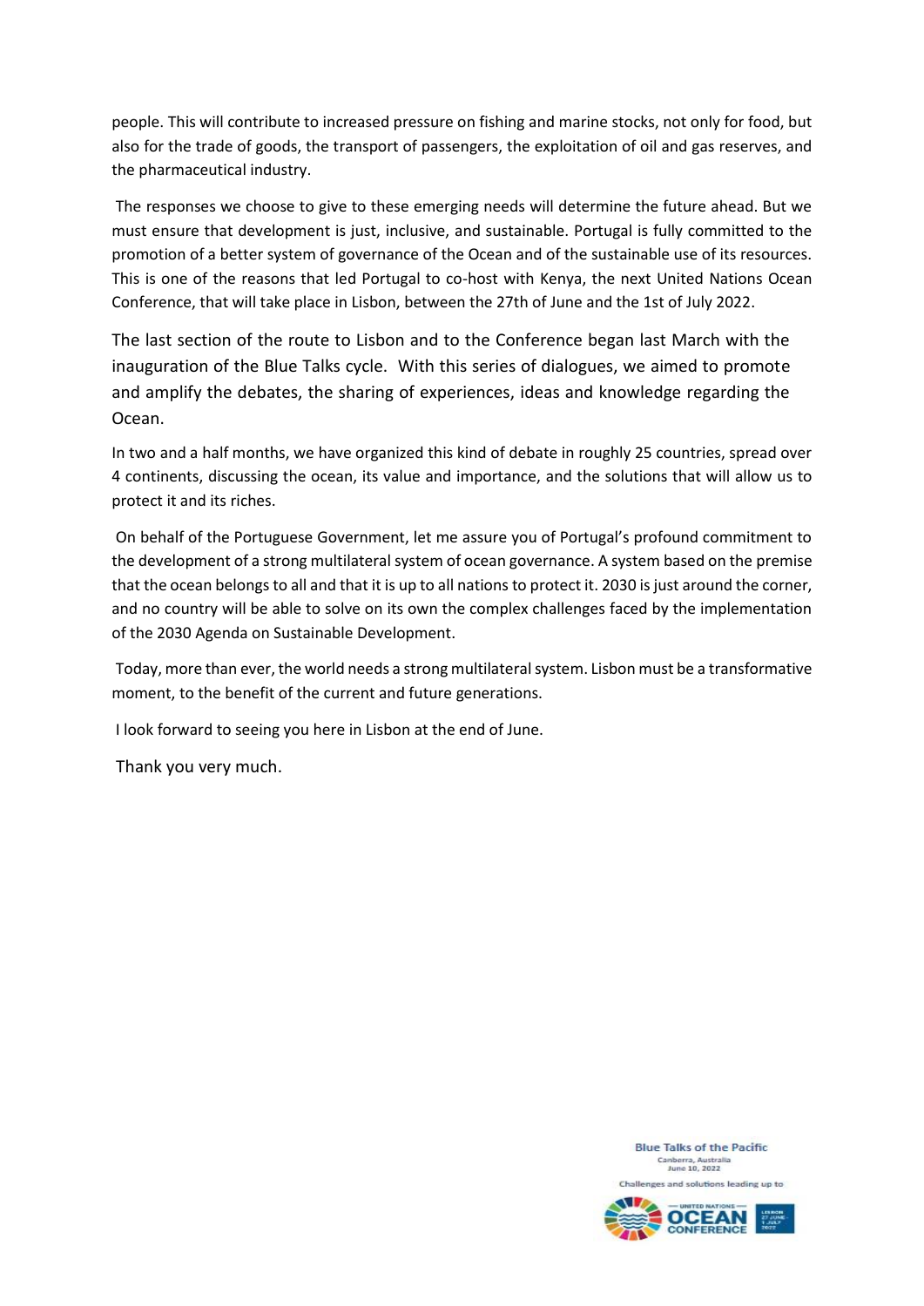people. This will contribute to increased pressure on fishing and marine stocks, not only for food, but also for the trade of goods, the transport of passengers, the exploitation of oil and gas reserves, and the pharmaceutical industry.

The responses we choose to give to these emerging needs will determine the future ahead. But we must ensure that development is just, inclusive, and sustainable. Portugal is fully committed to the promotion of a better system of governance of the Ocean and of the sustainable use of its resources. This is one of the reasons that led Portugal to co-host with Kenya, the next United Nations Ocean Conference, that will take place in Lisbon, between the 27th of June and the 1st of July 2022.

The last section of the route to Lisbon and to the Conference began last March with the inauguration of the Blue Talks cycle. With this series of dialogues, we aimed to promote and amplify the debates, the sharing of experiences, ideas and knowledge regarding the Ocean.

In two and a half months, we have organized this kind of debate in roughly 25 countries, spread over 4 continents, discussing the ocean, its value and importance, and the solutions that will allow us to protect it and its riches.

On behalf of the Portuguese Government, let me assure you of Portugal's profound commitment to the development of a strong multilateral system of ocean governance. A system based on the premise that the ocean belongs to all and that it is up to all nations to protect it. 2030 is just around the corner, and no country will be able to solve on its own the complex challenges faced by the implementation of the 2030 Agenda on Sustainable Development.

Today, more than ever, the world needs a strong multilateral system. Lisbon must be a transformative moment, to the benefit of the current and future generations.

I look forward to seeing you here in Lisbon at the end of June.

Thank you very much.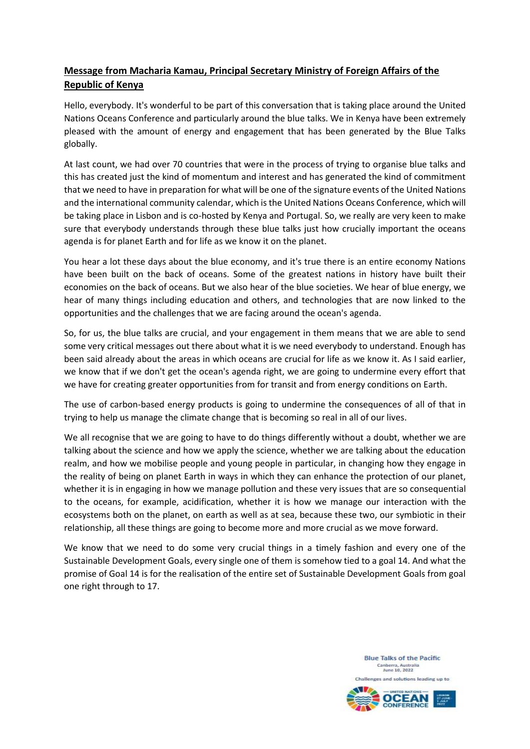**<u>Message from Macharia Kamau, Principal Secretary Ministry of Foreign Affairs of the Republic of Kenya</u>**

Hello, everybody. It's wonderful to be part of this conversation that is taking place around the United Nations Oceans Conference and particularly around the blue talks. We in Kenya have been extremely pleased with the amount of energy and engagement that has been generated by the Blue Talks globally.

At last count, we had over 70 countries that were in the process of trying to organise blue talks and this has created just the kind of momentum and interest and has generated the kind of commitment that we need to have in preparation for what will be one of the signature events of the United Nations and the international community calendar, which is the United Nations Oceans Conference, which will be taking place in Lisbon and is co-hosted by Kenya and Portugal. So, we really are very keen to make sure that everybody understands through these blue talks just how crucially important the oceans agenda is for planet Earth and for life as we know it on the planet.

You hear a lot these days about the blue economy, and it's true there is an entire economy Nations have been built on the back of oceans. Some of the greatest nations in history have built their economies on the back of oceans. But we also hear of the blue societies. We hear of blue energy, we hear of many things including education and others, and technologies that are now linked to the opportunities and the challenges that we are facing around the ocean's agenda.

So, for us, the blue talks are crucial, and your engagement in them means that we are able to send some very critical messages out there about what it is we need everybody to understand. Enough has been said already about the areas in which oceans are crucial for life as we know it. As I said earlier, we know that if we don't get the ocean's agenda right, we are going to undermine every effort that we have for creating greater opportunities from for transit and from energy conditions on Earth.

The use of carbon-based energy products is going to undermine the consequences of all of that in trying to help us manage the climate change that is becoming so real in all of our lives.

We all recognise that we are going to have to do things differently without a doubt, whether we are talking about the science and how we apply the science, whether we are talking about the education realm, and how we mobilise people and young people in particular, in changing how they engage in the reality of being on planet Earth in ways in which they can enhance the protection of our planet, whether it is in engaging in how we manage pollution and these very issues that are so consequential to the oceans, for example, acidification, whether it is how we manage our interaction with the ecosystems both on the planet, on earth as well as at sea, because these two, our symbiotic in their relationship, all these things are going to become more and more crucial as we move forward.

We know that we need to do some very crucial things in a timely fashion and every one of the Sustainable Development Goals, every single one of them is somehow tied to a goal 14. And what the promise of Goal 14 is for the realisation of the entire set of Sustainable Development Goals from goal one right through to 17.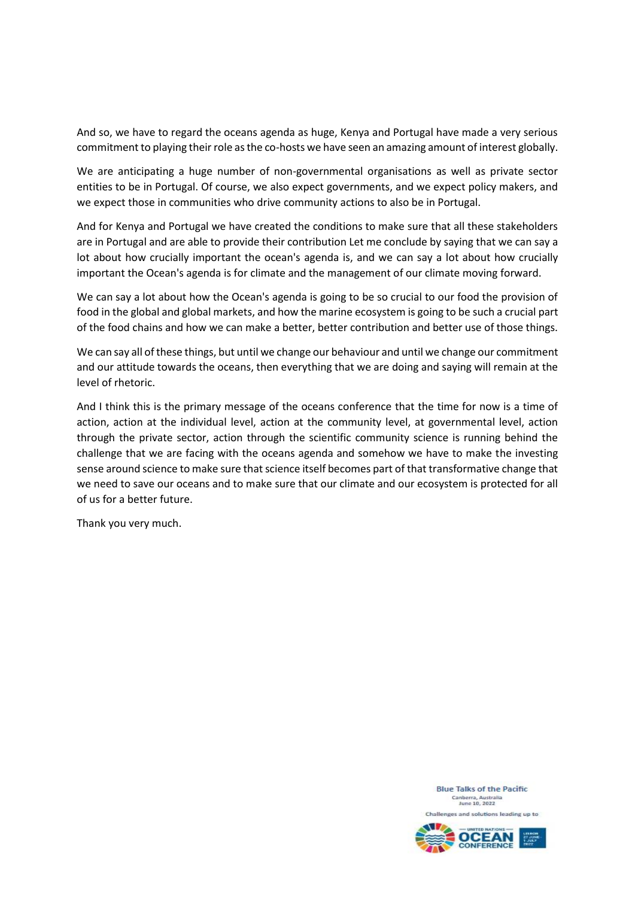And so, we have to regard the oceans agenda as huge, Kenya and Portugal have made a very serious commitment to playing their role as the co-hosts we have seen an amazing amount of interest globally.

We are anticipating a huge number of non-governmental organisations as well as private sector entities to be in Portugal. Of course, we also expect governments, and we expect policy makers, and we expect those in communities who drive community actions to also be in Portugal.

And for Kenya and Portugal we have created the conditions to make sure that all these stakeholders are in Portugal and are able to provide their contribution Let me conclude by saying that we can say a lot about how crucially important the ocean's agenda is, and we can say a lot about how crucially important the Ocean's agenda is for climate and the management of our climate moving forward.

We can say a lot about how the Ocean's agenda is going to be so crucial to our food the provision of food in the global and global markets, and how the marine ecosystem is going to be such a crucial part of the food chains and how we can make a better, better contribution and better use of those things.

We can say all of these things, but until we change our behaviour and until we change our commitment and our attitude towards the oceans, then everything that we are doing and saying will remain at the level of rhetoric.

And I think this is the primary message of the oceans conference that the time for now is a time of action, action at the individual level, action at the community level, at governmental level, action through the private sector, action through the scientific community science is running behind the challenge that we are facing with the oceans agenda and somehow we have to make the investing sense around science to make sure that science itself becomes part of that transformative change that we need to save our oceans and to make sure that our climate and our ecosystem is protected for all of us for a better future.

Thank you very much.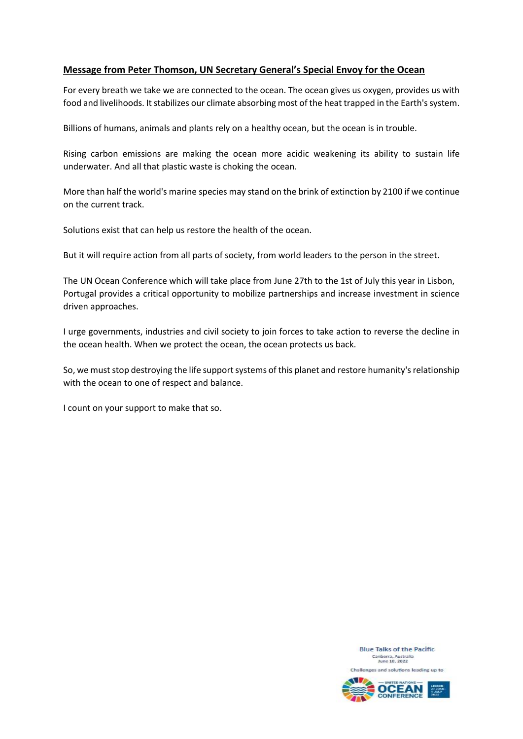**Message from Peter Thomson, UN Secretary General's Special Envoy for the Ocean**

For every breath we take we are connected to the ocean. The ocean gives us oxygen, provides us with food and livelihoods. It stabilizes our climate absorbing most of the heat trapped in the Earth's system.

Billions of humans, animals and plants rely on a healthy ocean, but the ocean is in trouble.

Rising carbon emissions are making the ocean more acidic weakening its ability to sustain life underwater. And all that plastic waste is choking the ocean.

More than half the world's marine species may stand on the brink of extinction by 2100 if we continue on the current track.

Solutions exist that can help us restore the health of the ocean.

But it will require action from all parts of society, from world leaders to the person in the street.

The UN Ocean Conference which will take place from June 27th to the 1st of July this year in Lisbon, Portugal provides a critical opportunity to mobilize partnerships and increase investment in science driven approaches.

I urge governments, industries and civil society to join forces to take action to reverse the decline in the ocean health. When we protect the ocean, the ocean protects us back.

So, we must stop destroying the life support systems of this planet and restore humanity's relationship with the ocean to one of respect and balance.

I count on your support to make that so.